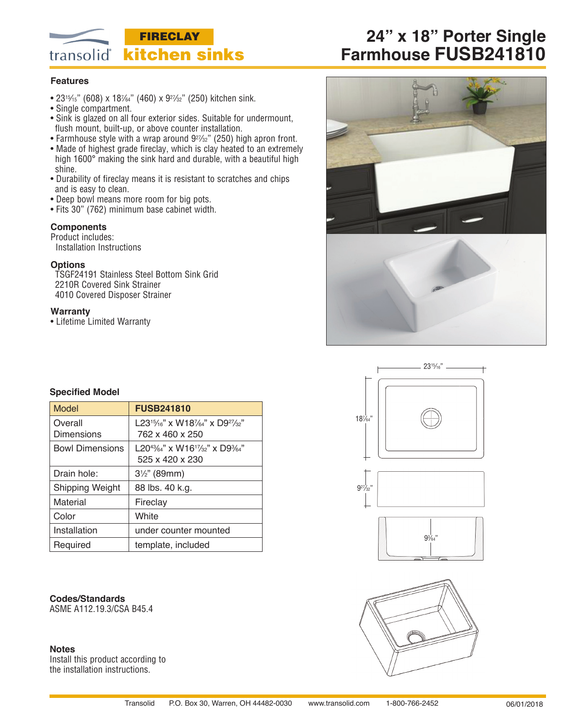transolid® **FIRECLAY kitchen sinks**

# 24" x 18" Porter Single Farmhouse FUSB241810

### Features

- 23¹⁵⁄₁₅" (608) x 18⁷⁄₆₄" (460) x 9²⁷⁄₃₂" (250) kitchen sink.
- Single compartment.
- Sink is glazed on all four exterior sides. Suitable for undermount, flush mount, built-up, or above counter installation.
- Farmhouse style with a wrap around 9²⁷⁄₃₂" (250) high apron front.
- Made of highest grade fireclay, which is clay heated to an extremely high 1600° making the sink hard and durable, with a beautiful high shine.
- Durability of fireclay means it is resistant to scratches and chips and is easy to clean.
- Deep bowl means more room for big pots.
- Fits 30" (762) minimum base cabinet width.

### Components

Product includes:
Installation Instructions

### Options

TSGF24191 Stainless Steel Bottom Sink Grid
2210R Covered Sink Strainer
4010 Covered Disposer Strainer

### Warranty

- Lifetime Limited Warranty

### Specified Model

| Model | FUSB241810 |
|---|---|
| Overall Dimensions | L23¹⁵⁄₁₆" x W18⁷⁄₆₄" x D9²⁷⁄₃₂"<br>762 x 460 x 250 |
| Bowl Dimensions | L20⁴³⁄₆₄" x W16¹⁷⁄₃₂" x D9³⁄₆₄"<br>525 x 420 x 230 |
| Drain hole: | 3½" (89mm) |
| Shipping Weight | 88 lbs. 40 k.g. |
| Material | Fireclay |
| Color | White |
| Installation | under counter mounted |
| Required | template, included |

23¹⁵⁄₁₆"

18⁷⁄₆₄"

9²⁷⁄₃₂"

9³⁄₆₄"

### Codes/Standards

ASME A112.19.3/CSA B45.4

### Notes

Install this product according to the installation instructions.

Transolid P.O. Box 30, Warren, OH 44482-0030 www.transolid.com 1-800-766-2452 06/01/2018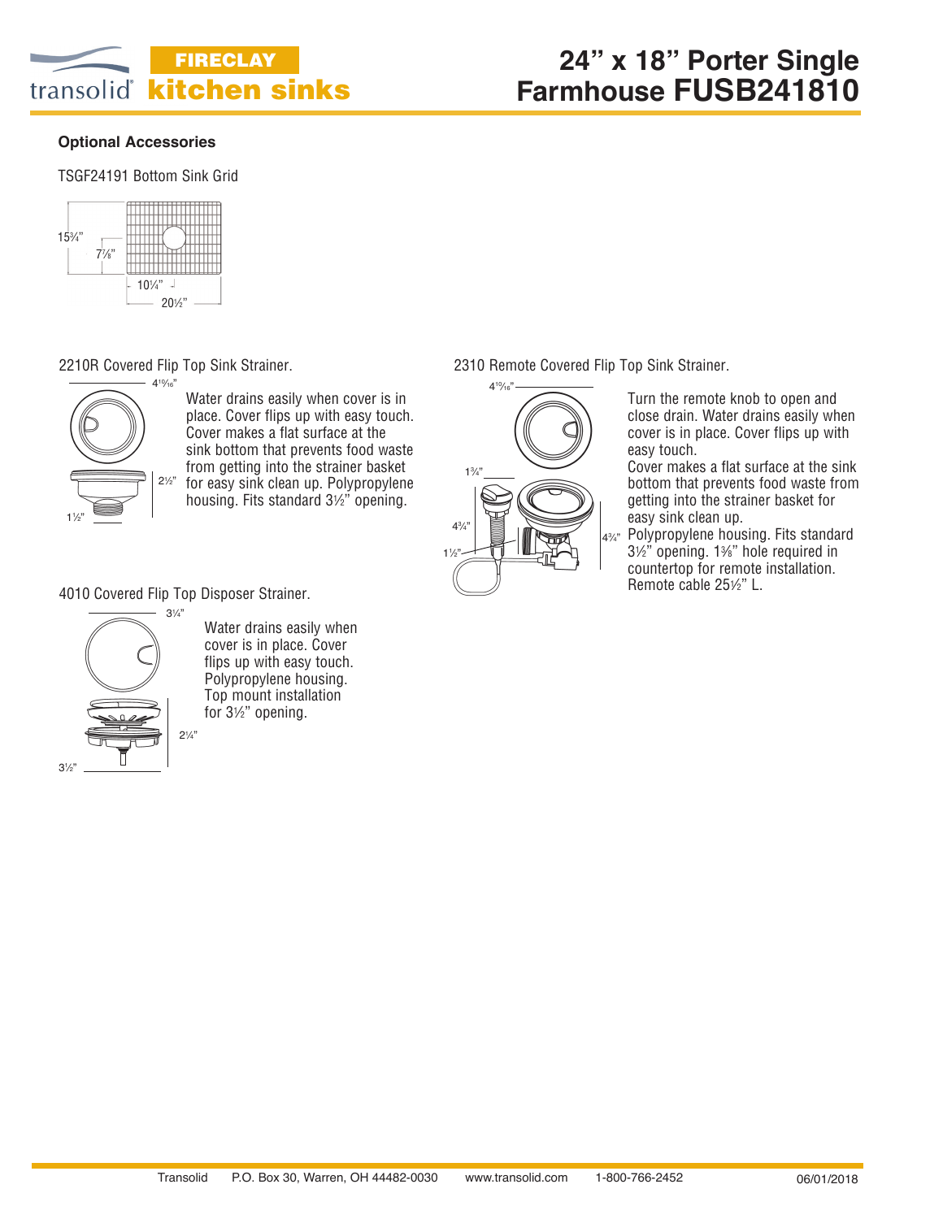# 24" x 18" Porter Single Farmhouse FUSB241810

## Optional Accessories

TSGF24191 Bottom Sink Grid

15¾"
7⅞"
10¼"
20½"

2210R Covered Flip Top Sink Strainer.

4¹⁵⁄₁₆"
2½"
1½"

Water drains easily when cover is in place. Cover flips up with easy touch. Cover makes a flat surface at the sink bottom that prevents food waste from getting into the strainer basket for easy sink clean up. Polypropylene housing. Fits standard 3½" opening.

2310 Remote Covered Flip Top Sink Strainer.

4¹⁵⁄₁₆"
1¾"
4¾"
1½"
4¾"

Turn the remote knob to open and close drain. Water drains easily when cover is in place. Cover flips up with easy touch.
Cover makes a flat surface at the sink bottom that prevents food waste from getting into the strainer basket for easy sink clean up.
Polypropylene housing. Fits standard 3½" opening. 1⅜" hole required in countertop for remote installation. Remote cable 25½" L.

4010 Covered Flip Top Disposer Strainer.

3¼"
2¼"
3½"

Water drains easily when cover is in place. Cover flips up with easy touch. Polypropylene housing. Top mount installation for 3½" opening.

Transolid P.O. Box 30, Warren, OH 44482-0030 www.transolid.com 1-800-766-2452 06/01/2018